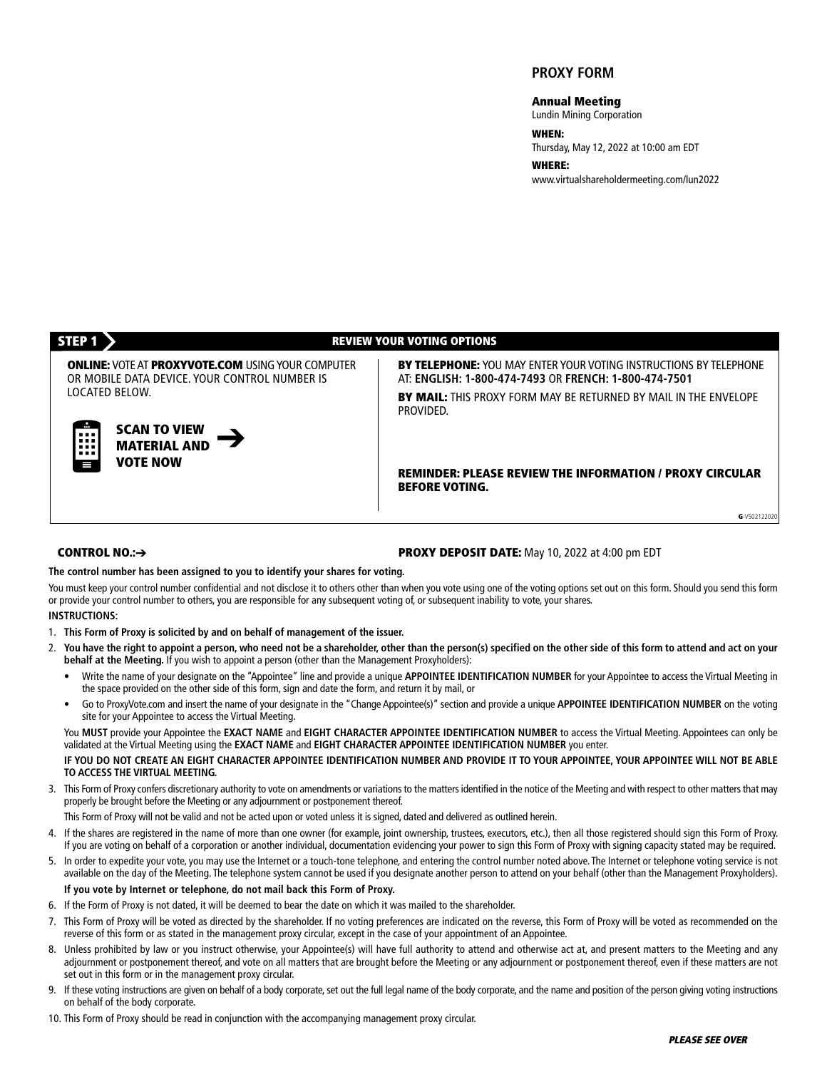# PROXY FORM

**Annual Meeting**
Lundin Mining Corporation

**WHEN:**
Thursday, May 12, 2022 at 10:00 am EDT

**WHERE:**
www.virtualshareholdermeeting.com/lun2022

## STEP 1 — REVIEW YOUR VOTING OPTIONS

**ONLINE:** VOTE AT **PROXYVOTE.COM** USING YOUR COMPUTER OR MOBILE DATA DEVICE. YOUR CONTROL NUMBER IS LOCATED BELOW.

**SCAN TO VIEW MATERIAL AND VOTE NOW** →

**BY TELEPHONE:** YOU MAY ENTER YOUR VOTING INSTRUCTIONS BY TELEPHONE AT: **ENGLISH: 1-800-474-7493** OR **FRENCH: 1-800-474-7501**

**BY MAIL:** THIS PROXY FORM MAY BE RETURNED BY MAIL IN THE ENVELOPE PROVIDED.

**REMINDER: PLEASE REVIEW THE INFORMATION / PROXY CIRCULAR BEFORE VOTING.**

G-V502122020

**CONTROL NO.:**→

**PROXY DEPOSIT DATE:** May 10, 2022 at 4:00 pm EDT

**The control number has been assigned to you to identify your shares for voting.**

You must keep your control number confidential and not disclose it to others other than when you vote using one of the voting options set out on this form. Should you send this form or provide your control number to others, you are responsible for any subsequent voting of, or subsequent inability to vote, your shares.

**INSTRUCTIONS:**

1. **This Form of Proxy is solicited by and on behalf of management of the issuer.**
2. **You have the right to appoint a person, who need not be a shareholder, other than the person(s) specified on the other side of this form to attend and act on your behalf at the Meeting.** If you wish to appoint a person (other than the Management Proxyholders):
   - Write the name of your designate on the "Appointee" line and provide a unique **APPOINTEE IDENTIFICATION NUMBER** for your Appointee to access the Virtual Meeting in the space provided on the other side of this form, sign and date the form, and return it by mail, or
   - Go to ProxyVote.com and insert the name of your designate in the "Change Appointee(s)" section and provide a unique **APPOINTEE IDENTIFICATION NUMBER** on the voting site for your Appointee to access the Virtual Meeting.

   You **MUST** provide your Appointee the **EXACT NAME** and **EIGHT CHARACTER APPOINTEE IDENTIFICATION NUMBER** to access the Virtual Meeting. Appointees can only be validated at the Virtual Meeting using the **EXACT NAME** and **EIGHT CHARACTER APPOINTEE IDENTIFICATION NUMBER** you enter.

   **IF YOU DO NOT CREATE AN EIGHT CHARACTER APPOINTEE IDENTIFICATION NUMBER AND PROVIDE IT TO YOUR APPOINTEE, YOUR APPOINTEE WILL NOT BE ABLE TO ACCESS THE VIRTUAL MEETING.**
3. This Form of Proxy confers discretionary authority to vote on amendments or variations to the matters identified in the notice of the Meeting and with respect to other matters that may properly be brought before the Meeting or any adjournment or postponement thereof.

   This Form of Proxy will not be valid and not be acted upon or voted unless it is signed, dated and delivered as outlined herein.
4. If the shares are registered in the name of more than one owner (for example, joint ownership, trustees, executors, etc.), then all those registered should sign this Form of Proxy. If you are voting on behalf of a corporation or another individual, documentation evidencing your power to sign this Form of Proxy with signing capacity stated may be required.
5. In order to expedite your vote, you may use the Internet or a touch-tone telephone, and entering the control number noted above. The Internet or telephone voting service is not available on the day of the Meeting. The telephone system cannot be used if you designate another person to attend on your behalf (other than the Management Proxyholders).

   **If you vote by Internet or telephone, do not mail back this Form of Proxy.**
6. If the Form of Proxy is not dated, it will be deemed to bear the date on which it was mailed to the shareholder.
7. This Form of Proxy will be voted as directed by the shareholder. If no voting preferences are indicated on the reverse, this Form of Proxy will be voted as recommended on the reverse of this form or as stated in the management proxy circular, except in the case of your appointment of an Appointee.
8. Unless prohibited by law or you instruct otherwise, your Appointee(s) will have full authority to attend and otherwise act at, and present matters to the Meeting and any adjournment or postponement thereof, and vote on all matters that are brought before the Meeting or any adjournment or postponement thereof, even if these matters are not set out in this form or in the management proxy circular.
9. If these voting instructions are given on behalf of a body corporate, set out the full legal name of the body corporate, and the name and position of the person giving voting instructions on behalf of the body corporate.
10. This Form of Proxy should be read in conjunction with the accompanying management proxy circular.

***PLEASE SEE OVER***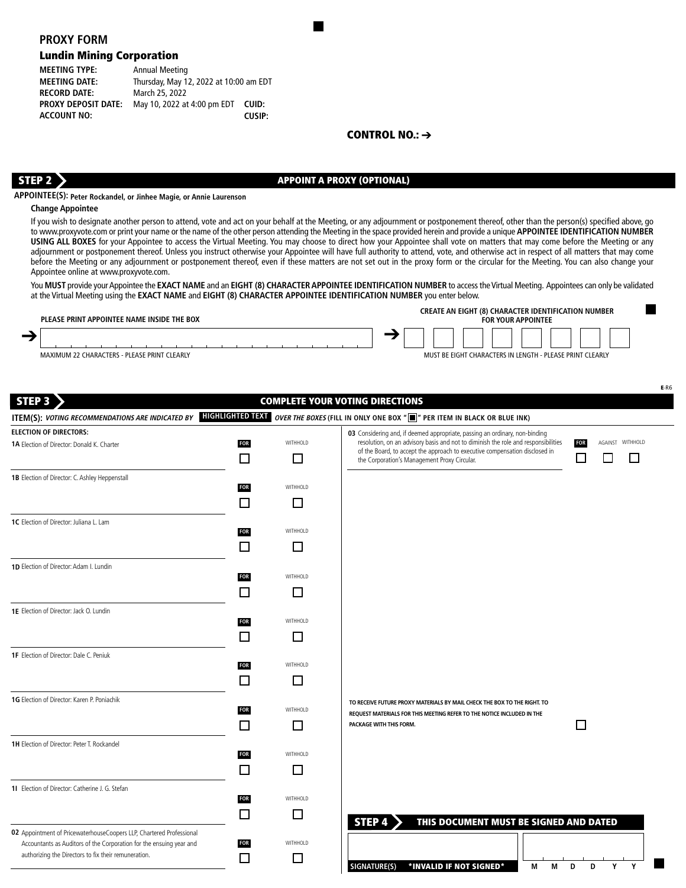# PROXY FORM

## Lundin Mining Corporation

| | |
|---|---|
| **MEETING TYPE:** | Annual Meeting |
| **MEETING DATE:** | Thursday, May 12, 2022 at 10:00 am EDT |
| **RECORD DATE:** | March 25, 2022 |
| **PROXY DEPOSIT DATE:** | May 10, 2022 at 4:00 pm EDT |
| **ACCOUNT NO:** | |

**CUID:**

**CUSIP:**

**CONTROL NO.:** ➔

## STEP 2 — APPOINT A PROXY (OPTIONAL)

**APPOINTEE(S): Peter Rockandel, or Jinhee Magie, or Annie Laurenson**

**Change Appointee**

If you wish to designate another person to attend, vote and act on your behalf at the Meeting, or any adjournment or postponement thereof, other than the person(s) specified above, go to www.proxyvote.com or print your name or the name of the other person attending the Meeting in the space provided herein and provide a unique **APPOINTEE IDENTIFICATION NUMBER USING ALL BOXES** for your Appointee to access the Virtual Meeting. You may choose to direct how your Appointee shall vote on matters that may come before the Meeting or any adjournment or postponement thereof. Unless you instruct otherwise your Appointee will have full authority to attend, vote, and otherwise act in respect of all matters that may come before the Meeting or any adjournment or postponement thereof, even if these matters are not set out in the proxy form or the circular for the Meeting. You can also change your Appointee online at www.proxyvote.com.

You **MUST** provide your Appointee the **EXACT NAME** and an **EIGHT (8) CHARACTER APPOINTEE IDENTIFICATION NUMBER** to access the Virtual Meeting. Appointees can only be validated at the Virtual Meeting using the **EXACT NAME** and **EIGHT (8) CHARACTER APPOINTEE IDENTIFICATION NUMBER** you enter below.

**PLEASE PRINT APPOINTEE NAME INSIDE THE BOX**

➔ ☐

MAXIMUM 22 CHARACTERS - PLEASE PRINT CLEARLY

**CREATE AN EIGHT (8) CHARACTER IDENTIFICATION NUMBER FOR YOUR APPOINTEE**

➔ ☐ ☐ ☐ ☐ ☐ ☐ ☐ ☐

MUST BE EIGHT CHARACTERS IN LENGTH - PLEASE PRINT CLEARLY

E-R6

## STEP 3 — COMPLETE YOUR VOTING DIRECTIONS

**ITEM(S):** ***VOTING RECOMMENDATIONS ARE INDICATED BY*** **HIGHLIGHTED TEXT** ***OVER THE BOXES*** **(FILL IN ONLY ONE BOX "■" PER ITEM IN BLACK OR BLUE INK)**

**ELECTION OF DIRECTORS:**

| Item | FOR | WITHHOLD |
|---|---|---|
| **1A** Election of Director: Donald K. Charter | ☐ | ☐ |
| **1B** Election of Director: C. Ashley Heppenstall | ☐ | ☐ |
| **1C** Election of Director: Juliana L. Lam | ☐ | ☐ |
| **1D** Election of Director: Adam I. Lundin | ☐ | ☐ |
| **1E** Election of Director: Jack O. Lundin | ☐ | ☐ |
| **1F** Election of Director: Dale C. Peniuk | ☐ | ☐ |
| **1G** Election of Director: Karen P. Poniachik | ☐ | ☐ |
| **1H** Election of Director: Peter T. Rockandel | ☐ | ☐ |
| **1I** Election of Director: Catherine J. G. Stefan | ☐ | ☐ |
| **02** Appointment of PricewaterhouseCoopers LLP, Chartered Professional Accountants as Auditors of the Corporation for the ensuing year and authorizing the Directors to fix their remuneration. | ☐ | ☐ |

| Item | FOR | AGAINST | WITHHOLD |
|---|---|---|---|
| **03** Considering and, if deemed appropriate, passing an ordinary, non-binding resolution, on an advisory basis and not to diminish the role and responsibilities of the Board, to accept the approach to executive compensation disclosed in the Corporation's Management Proxy Circular. | ☐ | ☐ | ☐ |

**TO RECEIVE FUTURE PROXY MATERIALS BY MAIL CHECK THE BOX TO THE RIGHT. TO REQUEST MATERIALS FOR THIS MEETING REFER TO THE NOTICE INCLUDED IN THE PACKAGE WITH THIS FORM.** ☐

## STEP 4 — THIS DOCUMENT MUST BE SIGNED AND DATED

**SIGNATURE(S)** **\*INVALID IF NOT SIGNED\***

M M D D Y Y